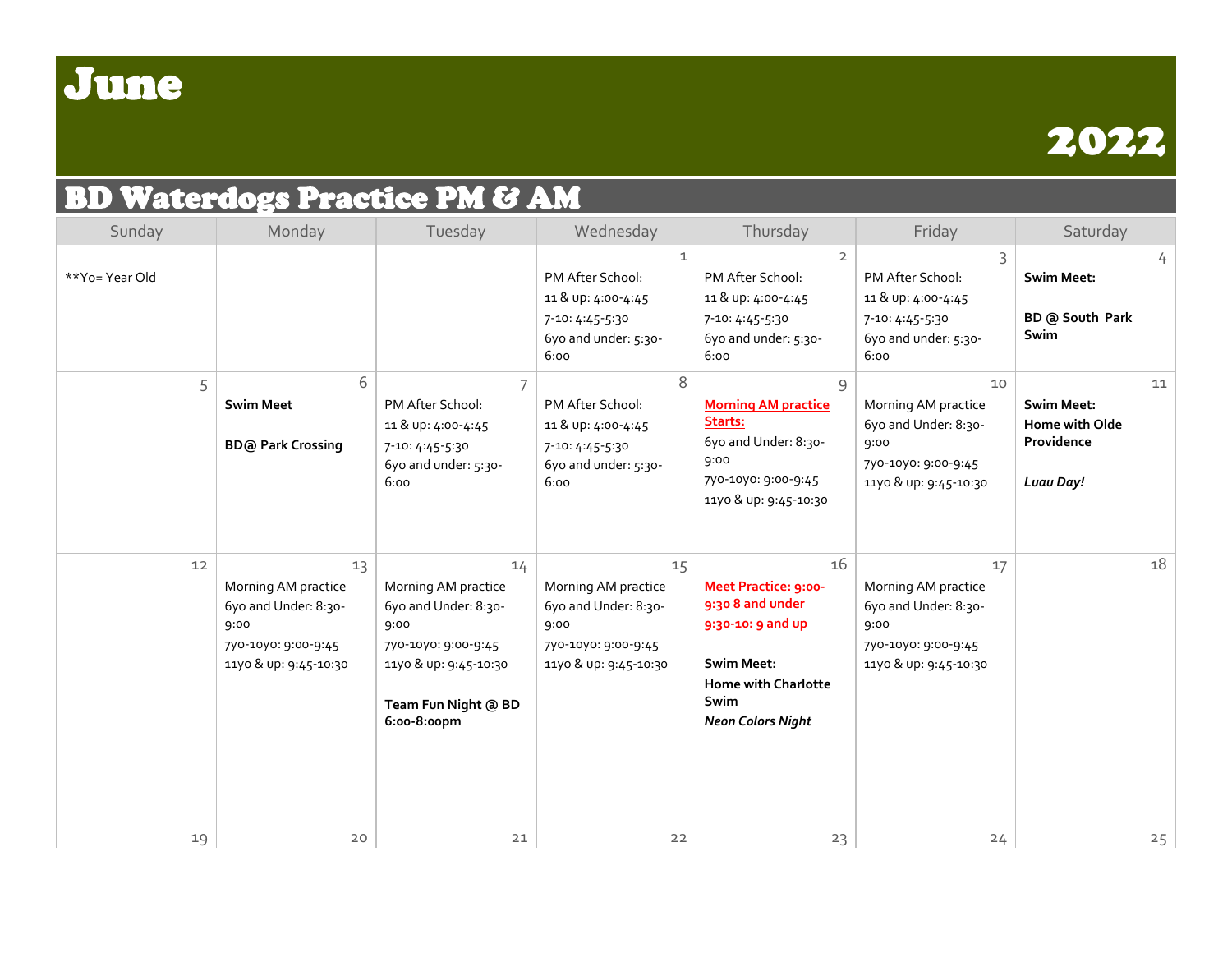# June

# 2022

## BD Waterdogs Practice PM & AM

| Sunday | Monday | Tuesday | Wednesday | Thursday | Friday | Saturday |
|---|---|---|---|---|---|---|
| **Yo= Year Old | | | 1<br>PM After School:<br>11 & up: 4:00-4:45<br>7-10: 4:45-5:30<br>6yo and under: 5:30-6:00 | 2<br>PM After School:<br>11 & up: 4:00-4:45<br>7-10: 4:45-5:30<br>6yo and under: 5:30-6:00 | 3<br>PM After School:<br>11 & up: 4:00-4:45<br>7-10: 4:45-5:30<br>6yo and under: 5:30-6:00 | 4<br>**Swim Meet:**<br><br>**BD @ South Park Swim** |
| 5 | 6<br>**Swim Meet**<br><br>**BD@ Park Crossing** | 7<br>PM After School:<br>11 & up: 4:00-4:45<br>7-10: 4:45-5:30<br>6yo and under: 5:30-6:00 | 8<br>PM After School:<br>11 & up: 4:00-4:45<br>7-10: 4:45-5:30<br>6yo and under: 5:30-6:00 | 9<br>**Morning AM practice Starts:**<br>6yo and Under: 8:30-9:00<br>7yo-10yo: 9:00-9:45<br>11yo & up: 9:45-10:30 | 10<br>Morning AM practice<br>6yo and Under: 8:30-9:00<br>7yo-10yo: 9:00-9:45<br>11yo & up: 9:45-10:30 | 11<br>**Swim Meet:**<br>**Home with Olde Providence**<br><br>***Luau Day!*** |
| 12 | 13<br>Morning AM practice<br>6yo and Under: 8:30-9:00<br>7yo-10yo: 9:00-9:45<br>11yo & up: 9:45-10:30 | 14<br>Morning AM practice<br>6yo and Under: 8:30-9:00<br>7yo-10yo: 9:00-9:45<br>11yo & up: 9:45-10:30<br><br>**Team Fun Night @ BD 6:00-8:00pm** | 15<br>Morning AM practice<br>6yo and Under: 8:30-9:00<br>7yo-10yo: 9:00-9:45<br>11yo & up: 9:45-10:30 | 16<br>**Meet Practice: 9:00-9:30 8 and under**<br>**9:30-10: 9 and up**<br><br>**Swim Meet:**<br>**Home with Charlotte Swim**<br>***Neon Colors Night*** | 17<br>Morning AM practice<br>6yo and Under: 8:30-9:00<br>7yo-10yo: 9:00-9:45<br>11yo & up: 9:45-10:30 | 18 |
| 19 | 20 | 21 | 22 | 23 | 24 | 25 |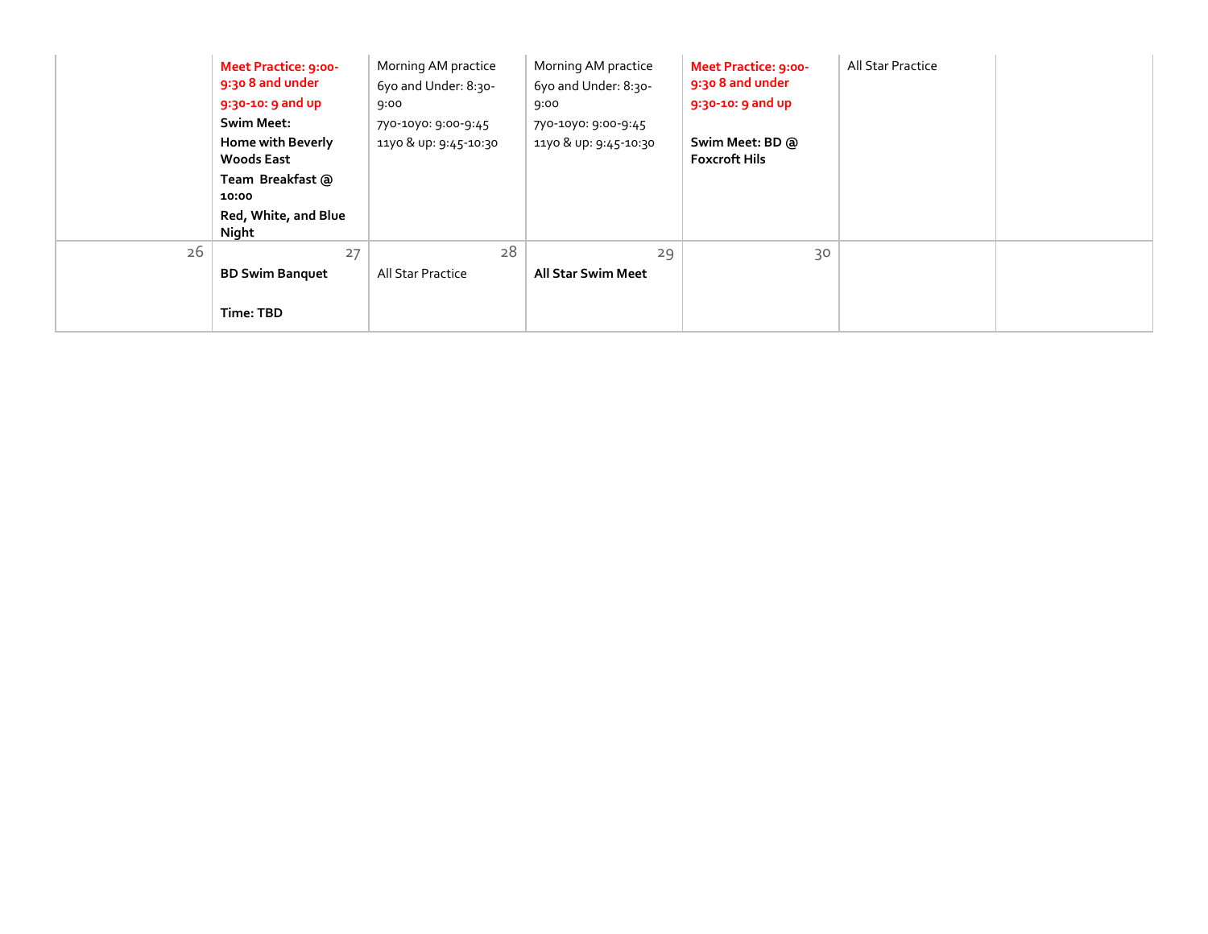| | | | | | | |
|---|---|---|---|---|---|---|
| | **Meet Practice: 9:00-9:30 8 and under**<br>**9:30-10: 9 and up**<br>**Swim Meet:**<br>**Home with Beverly Woods East**<br>**Team Breakfast @ 10:00**<br>**Red, White, and Blue Night** | Morning AM practice<br>6yo and Under: 8:30-9:00<br>7yo-10yo: 9:00-9:45<br>11yo & up: 9:45-10:30 | Morning AM practice<br>6yo and Under: 8:30-9:00<br>7yo-10yo: 9:00-9:45<br>11yo & up: 9:45-10:30 | **Meet Practice: 9:00-9:30 8 and under**<br>**9:30-10: 9 and up**<br><br>**Swim Meet: BD @ Foxcroft Hils** | All Star Practice | |
| 26 | 27<br>**BD Swim Banquet**<br><br>**Time: TBD** | 28<br>All Star Practice | 29<br>**All Star Swim Meet** | 30 | | |